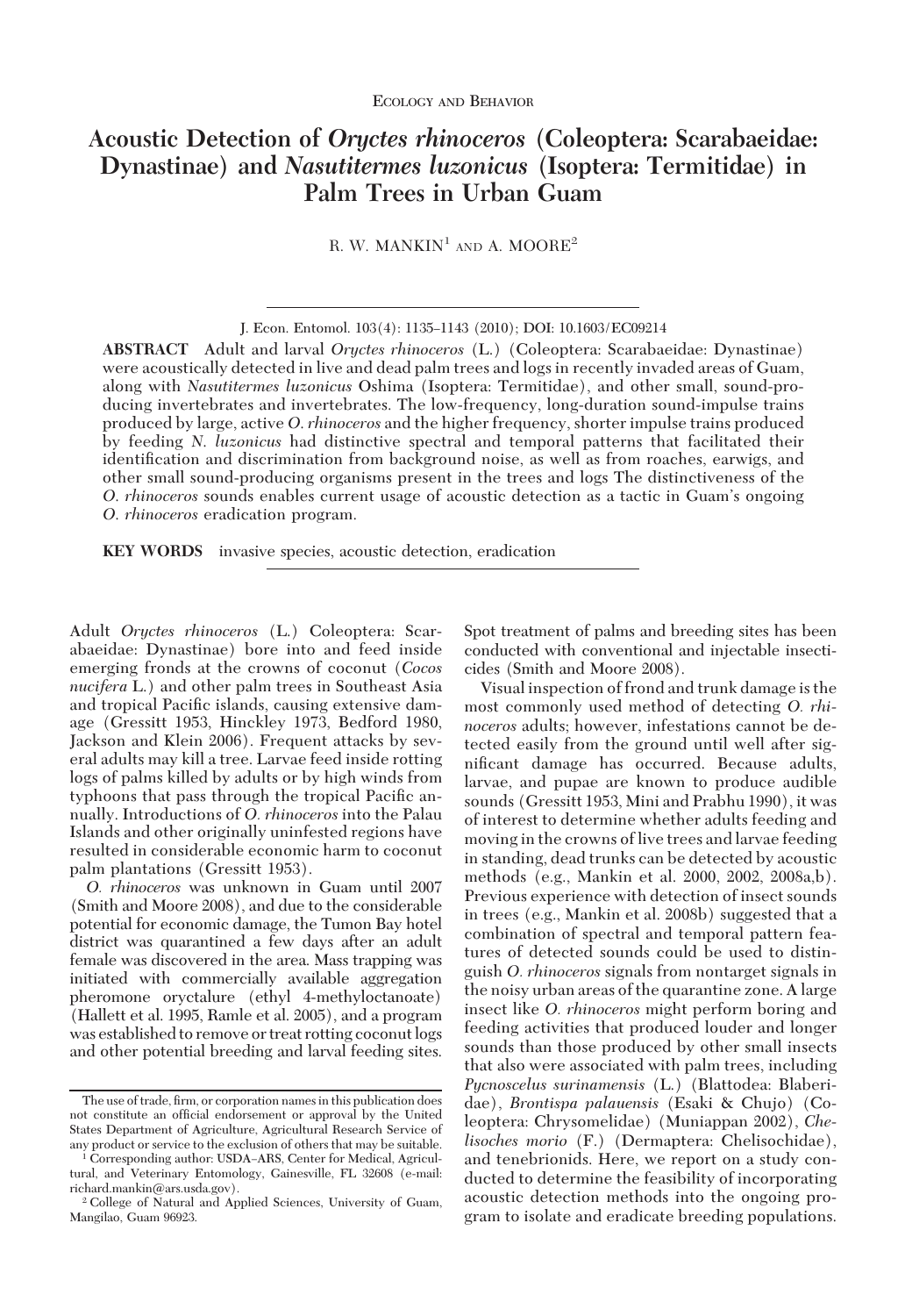Ecology and Behavior

# Acoustic Detection of *Oryctes rhinoceros* (Coleoptera: Scarabaeidae: Dynastinae) and *Nasutitermes luzonicus* (Isoptera: Termitidae) in Palm Trees in Urban Guam

R. W. MANKIN[1] AND A. MOORE[2]

J. Econ. Entomol. 103(4): 1135–1143 (2010); DOI: 10.1603/EC09214

**ABSTRACT** Adult and larval *Oryctes rhinoceros* (L.) (Coleoptera: Scarabaeidae: Dynastinae) were acoustically detected in live and dead palm trees and logs in recently invaded areas of Guam, along with *Nasutitermes luzonicus* Oshima (Isoptera: Termitidae), and other small, sound-producing invertebrates and invertebrates. The low-frequency, long-duration sound-impulse trains produced by large, active *O. rhinoceros* and the higher frequency, shorter impulse trains produced by feeding *N. luzonicus* had distinctive spectral and temporal patterns that facilitated their identification and discrimination from background noise, as well as from roaches, earwigs, and other small sound-producing organisms present in the trees and logs The distinctiveness of the *O. rhinoceros* sounds enables current usage of acoustic detection as a tactic in Guam's ongoing *O. rhinoceros* eradication program.

**KEY WORDS** invasive species, acoustic detection, eradication

Adult *Oryctes rhinoceros* (L.) Coleoptera: Scarabaeidae: Dynastinae) bore into and feed inside emerging fronds at the crowns of coconut (*Cocos nucifera* L.) and other palm trees in Southeast Asia and tropical Pacific islands, causing extensive damage (Gressitt 1953, Hinckley 1973, Bedford 1980, Jackson and Klein 2006). Frequent attacks by several adults may kill a tree. Larvae feed inside rotting logs of palms killed by adults or by high winds from typhoons that pass through the tropical Pacific annually. Introductions of *O. rhinoceros* into the Palau Islands and other originally uninfested regions have resulted in considerable economic harm to coconut palm plantations (Gressitt 1953).

*O. rhinoceros* was unknown in Guam until 2007 (Smith and Moore 2008), and due to the considerable potential for economic damage, the Tumon Bay hotel district was quarantined a few days after an adult female was discovered in the area. Mass trapping was initiated with commercially available aggregation pheromone oryctalure (ethyl 4-methyloctanoate) (Hallett et al. 1995, Ramle et al. 2005), and a program was established to remove or treat rotting coconut logs and other potential breeding and larval feeding sites. Spot treatment of palms and breeding sites has been conducted with conventional and injectable insecticides (Smith and Moore 2008).

Visual inspection of frond and trunk damage is the most commonly used method of detecting *O. rhinoceros* adults; however, infestations cannot be detected easily from the ground until well after significant damage has occurred. Because adults, larvae, and pupae are known to produce audible sounds (Gressitt 1953, Mini and Prabhu 1990), it was of interest to determine whether adults feeding and moving in the crowns of live trees and larvae feeding in standing, dead trunks can be detected by acoustic methods (e.g., Mankin et al. 2000, 2002, 2008a,b). Previous experience with detection of insect sounds in trees (e.g., Mankin et al. 2008b) suggested that a combination of spectral and temporal pattern features of detected sounds could be used to distinguish *O. rhinoceros* signals from nontarget signals in the noisy urban areas of the quarantine zone. A large insect like *O. rhinoceros* might perform boring and feeding activities that produced louder and longer sounds than those produced by other small insects that also were associated with palm trees, including *Pycnoscelus surinamensis* (L.) (Blattodea: Blaberidae), *Brontispa palauensis* (Esaki & Chujo) (Coleoptera: Chrysomelidae) (Muniappan 2002), *Chelisoches morio* (F.) (Dermaptera: Chelisochidae), and tenebrionids. Here, we report on a study conducted to determine the feasibility of incorporating acoustic detection methods into the ongoing program to isolate and eradicate breeding populations.

The use of trade, firm, or corporation names in this publication does not constitute an official endorsement or approval by the United States Department of Agriculture, Agricultural Research Service of any product or service to the exclusion of others that may be suitable.

[1] Corresponding author: USDA–ARS, Center for Medical, Agricultural, and Veterinary Entomology, Gainesville, FL 32608 (e-mail: richard.mankin@ars.usda.gov).

[2] College of Natural and Applied Sciences, University of Guam, Mangilao, Guam 96923.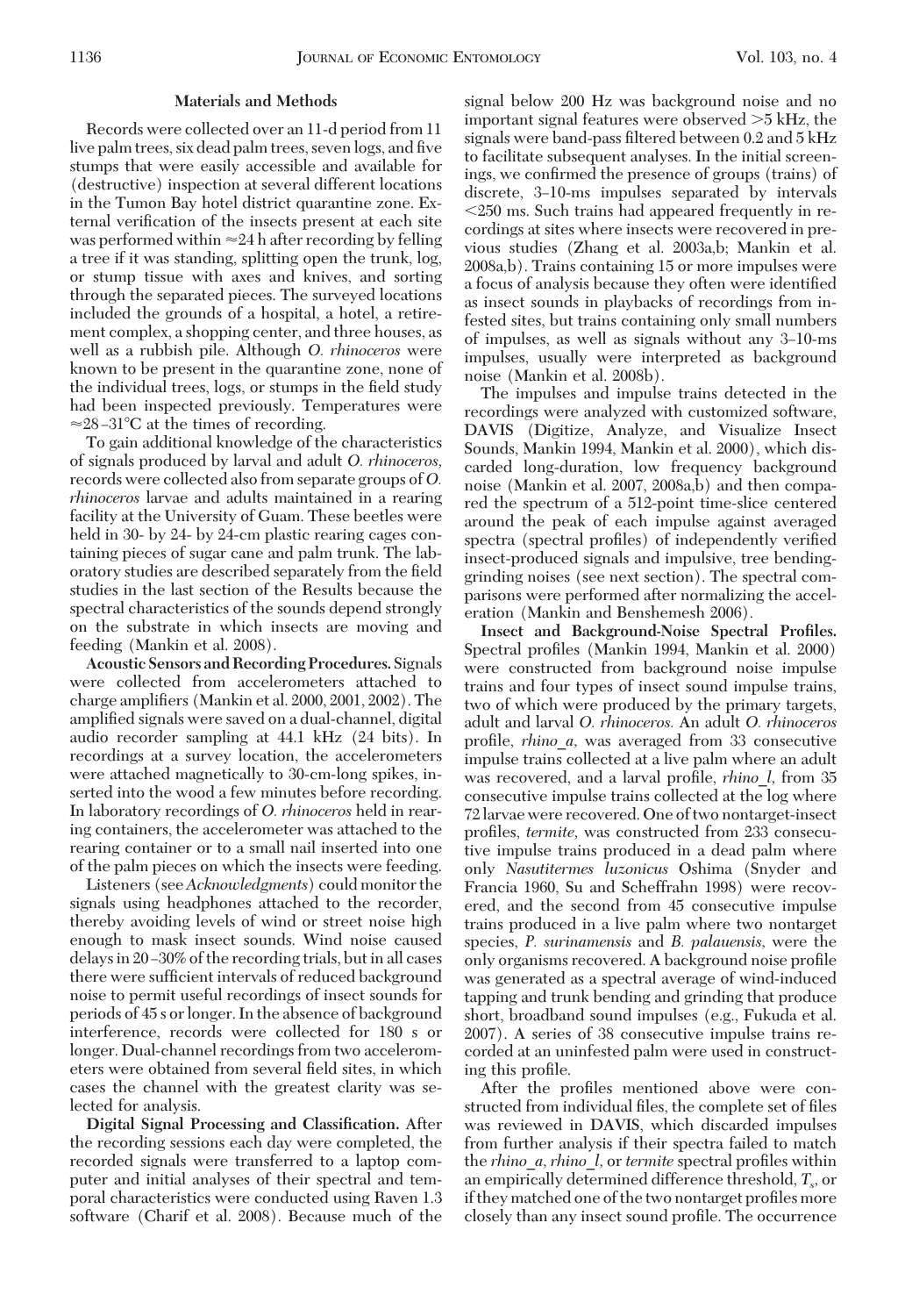## Materials and Methods

Records were collected over an 11-d period from 11 live palm trees, six dead palm trees, seven logs, and five stumps that were easily accessible and available for (destructive) inspection at several different locations in the Tumon Bay hotel district quarantine zone. External verification of the insects present at each site was performed within ≈24 h after recording by felling a tree if it was standing, splitting open the trunk, log, or stump tissue with axes and knives, and sorting through the separated pieces. The surveyed locations included the grounds of a hospital, a hotel, a retirement complex, a shopping center, and three houses, as well as a rubbish pile. Although *O. rhinoceros* were known to be present in the quarantine zone, none of the individual trees, logs, or stumps in the field study had been inspected previously. Temperatures were ≈28–31°C at the times of recording.

To gain additional knowledge of the characteristics of signals produced by larval and adult *O. rhinoceros*, records were collected also from separate groups of *O. rhinoceros* larvae and adults maintained in a rearing facility at the University of Guam. These beetles were held in 30- by 24- by 24-cm plastic rearing cages containing pieces of sugar cane and palm trunk. The laboratory studies are described separately from the field studies in the last section of the Results because the spectral characteristics of the sounds depend strongly on the substrate in which insects are moving and feeding (Mankin et al. 2008).

**Acoustic Sensors and Recording Procedures.** Signals were collected from accelerometers attached to charge amplifiers (Mankin et al. 2000, 2001, 2002). The amplified signals were saved on a dual-channel, digital audio recorder sampling at 44.1 kHz (24 bits). In recordings at a survey location, the accelerometers were attached magnetically to 30-cm-long spikes, inserted into the wood a few minutes before recording. In laboratory recordings of *O. rhinoceros* held in rearing containers, the accelerometer was attached to the rearing container or to a small nail inserted into one of the palm pieces on which the insects were feeding.

Listeners (see *Acknowledgments*) could monitor the signals using headphones attached to the recorder, thereby avoiding levels of wind or street noise high enough to mask insect sounds. Wind noise caused delays in 20–30% of the recording trials, but in all cases there were sufficient intervals of reduced background noise to permit useful recordings of insect sounds for periods of 45 s or longer. In the absence of background interference, records were collected for 180 s or longer. Dual-channel recordings from two accelerometers were obtained from several field sites, in which cases the channel with the greatest clarity was selected for analysis.

**Digital Signal Processing and Classification.** After the recording sessions each day were completed, the recorded signals were transferred to a laptop computer and initial analyses of their spectral and temporal characteristics were conducted using Raven 1.3 software (Charif et al. 2008). Because much of the signal below 200 Hz was background noise and no important signal features were observed >5 kHz, the signals were band-pass filtered between 0.2 and 5 kHz to facilitate subsequent analyses. In the initial screenings, we confirmed the presence of groups (trains) of discrete, 3–10-ms impulses separated by intervals <250 ms. Such trains had appeared frequently in recordings at sites where insects were recovered in previous studies (Zhang et al. 2003a,b; Mankin et al. 2008a,b). Trains containing 15 or more impulses were a focus of analysis because they often were identified as insect sounds in playbacks of recordings from infested sites, but trains containing only small numbers of impulses, as well as signals without any 3–10-ms impulses, usually were interpreted as background noise (Mankin et al. 2008b).

The impulses and impulse trains detected in the recordings were analyzed with customized software, DAVIS (Digitize, Analyze, and Visualize Insect Sounds, Mankin 1994, Mankin et al. 2000), which discarded long-duration, low frequency background noise (Mankin et al. 2007, 2008a,b) and then compared the spectrum of a 512-point time-slice centered around the peak of each impulse against averaged spectra (spectral profiles) of independently verified insect-produced signals and impulsive, tree bending-grinding noises (see next section). The spectral comparisons were performed after normalizing the acceleration (Mankin and Benshemesh 2006).

**Insect and Background-Noise Spectral Profiles.** Spectral profiles (Mankin 1994, Mankin et al. 2000) were constructed from background noise impulse trains and four types of insect sound impulse trains, two of which were produced by the primary targets, adult and larval *O. rhinoceros.* An adult *O. rhinoceros* profile, *rhino_a*, was averaged from 33 consecutive impulse trains collected at a live palm where an adult was recovered, and a larval profile, *rhino_l*, from 35 consecutive impulse trains collected at the log where 72 larvae were recovered. One of two nontarget-insect profiles, *termite*, was constructed from 233 consecutive impulse trains produced in a dead palm where only *Nasutitermes luzonicus* Oshima (Snyder and Francia 1960, Su and Scheffrahn 1998) were recovered, and the second from 45 consecutive impulse trains produced in a live palm where two nontarget species, *P. surinamensis* and *B. palauensis*, were the only organisms recovered. A background noise profile was generated as a spectral average of wind-induced tapping and trunk bending and grinding that produce short, broadband sound impulses (e.g., Fukuda et al. 2007). A series of 38 consecutive impulse trains recorded at an uninfested palm were used in constructing this profile.

After the profiles mentioned above were constructed from individual files, the complete set of files was reviewed in DAVIS, which discarded impulses from further analysis if their spectra failed to match the *rhino_a*, *rhino_l*, or *termite* spectral profiles within an empirically determined difference threshold, $T_s$, or if they matched one of the two nontarget profiles more closely than any insect sound profile. The occurrence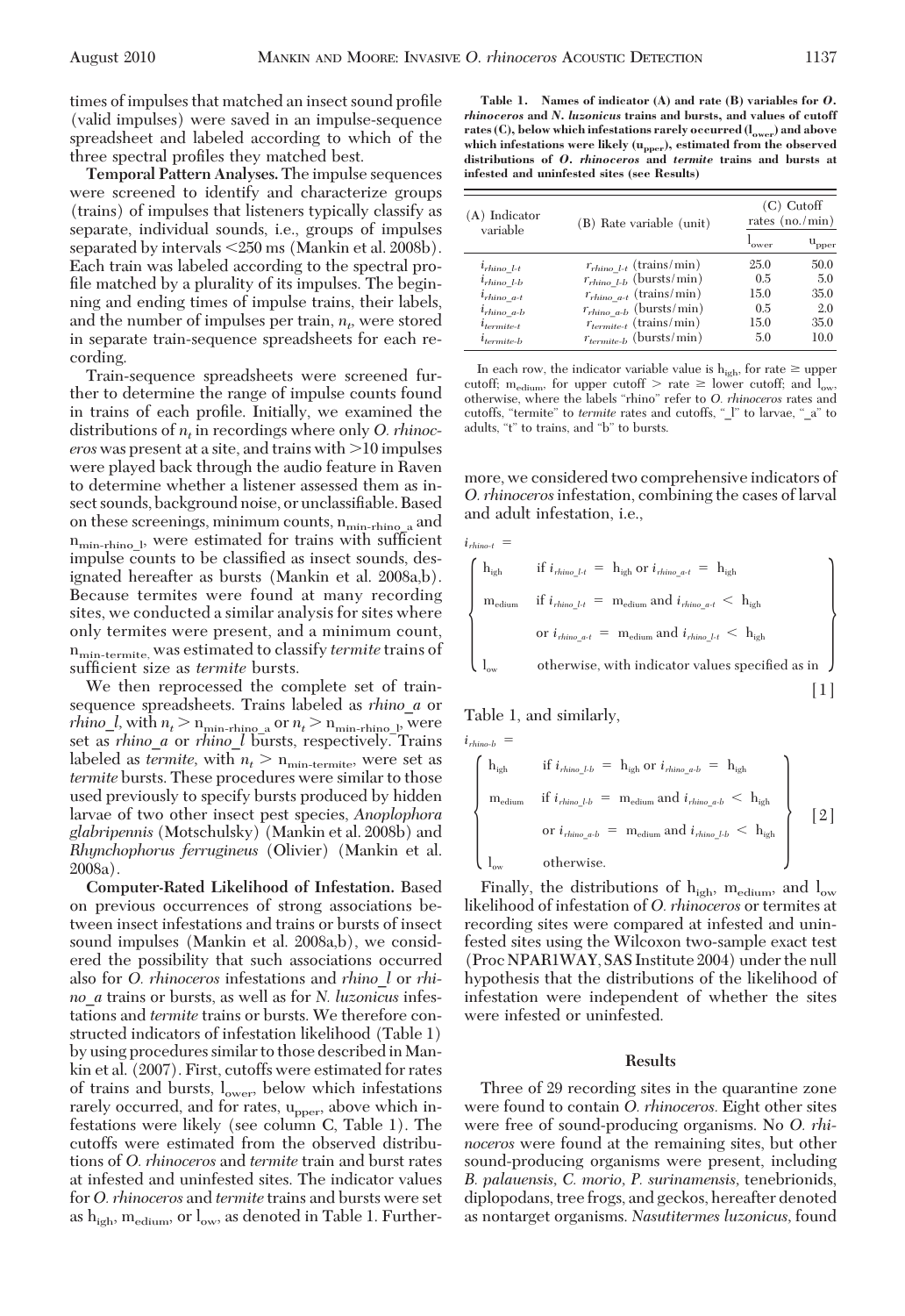times of impulses that matched an insect sound profile (valid impulses) were saved in an impulse-sequence spreadsheet and labeled according to which of the three spectral profiles they matched best.

**Temporal Pattern Analyses.** The impulse sequences were screened to identify and characterize groups (trains) of impulses that listeners typically classify as separate, individual sounds, i.e., groups of impulses separated by intervals <250 ms (Mankin et al. 2008b). Each train was labeled according to the spectral profile matched by a plurality of its impulses. The beginning and ending times of impulse trains, their labels, and the number of impulses per train, $n_t$, were stored in separate train-sequence spreadsheets for each recording.

Train-sequence spreadsheets were screened further to determine the range of impulse counts found in trains of each profile. Initially, we examined the distributions of $n_t$ in recordings where only *O. rhinoceros* was present at a site, and trains with >10 impulses were played back through the audio feature in Raven to determine whether a listener assessed them as insect sounds, background noise, or unclassifiable. Based on these screenings, minimum counts, $n_{min\text{-}rhino\_a}$ and $n_{min\text{-}rhino\_l}$, were estimated for trains with sufficient impulse counts to be classified as insect sounds, designated hereafter as bursts (Mankin et al. 2008a,b). Because termites were found at many recording sites, we conducted a similar analysis for sites where only termites were present, and a minimum count, $n_{min\text{-}termite}$, was estimated to classify *termite* trains of sufficient size as *termite* bursts.

We then reprocessed the complete set of train-sequence spreadsheets. Trains labeled as *rhino_a* or *rhino_l*, with $n_t > n_{min\text{-}rhino\_a}$ or $n_t > n_{min\text{-}rhino\_l}$, were set as *rhino_a* or *rhino_l* bursts, respectively. Trains labeled as *termite*, with $n_t > n_{min\text{-}termite}$, were set as *termite* bursts. These procedures were similar to those used previously to specify bursts produced by hidden larvae of two other insect pest species, *Anoplophora glabripennis* (Motschulsky) (Mankin et al. 2008b) and *Rhynchophorus ferrugineus* (Olivier) (Mankin et al. 2008a).

**Computer-Rated Likelihood of Infestation.** Based on previous occurrences of strong associations between insect infestations and trains or bursts of insect sound impulses (Mankin et al. 2008a,b), we considered the possibility that such associations occurred also for *O. rhinoceros* infestations and *rhino_l* or *rhino_a* trains or bursts, as well as for *N. luzonicus* infestations and *termite* trains or bursts. We therefore constructed indicators of infestation likelihood (Table 1) by using procedures similar to those described in Mankin et al. (2007). First, cutoffs were estimated for rates of trains and bursts, $l_{ower}$, below which infestations rarely occurred, and for rates, $u_{pper}$, above which infestations were likely (see column C, Table 1). The cutoffs were estimated from the observed distributions of *O. rhinoceros* and *termite* train and burst rates at infested and uninfested sites. The indicator values for *O. rhinoceros* and *termite* trains and bursts were set as $h_{igh}$, $m_{edium}$, or $l_{ow}$, as denoted in Table 1. Furthermore, we considered two comprehensive indicators of *O. rhinoceros* infestation, combining the cases of larval and adult infestation, i.e.,

**Table 1. Names of indicator (A) and rate (B) variables for *O. rhinoceros* and *N. luzonicus* trains and bursts, and values of cutoff rates (C), below which infestations rarely occurred ($l_{ower}$) and above which infestations were likely ($u_{pper}$), estimated from the observed distributions of *O. rhinoceros* and *termite* trains and bursts at infested and uninfested sites (see Results)**

| (A) Indicator variable | (B) Rate variable (unit) | (C) Cutoff rates (no./min) | |
|---|---|---|---|
| | | $l_{ower}$ | $u_{pper}$ |
| $i_{rhino\_l\text{-}t}$ | $r_{rhino\_l\text{-}t}$ (trains/min) | 25.0 | 50.0 |
| $i_{rhino\_l\text{-}b}$ | $r_{rhino\_l\text{-}b}$ (bursts/min) | 0.5 | 5.0 |
| $i_{rhino\_a\text{-}t}$ | $r_{rhino\_a\text{-}t}$ (trains/min) | 15.0 | 35.0 |
| $i_{rhino\_a\text{-}b}$ | $r_{rhino\_a\text{-}b}$ (bursts/min) | 0.5 | 2.0 |
| $i_{termite\text{-}t}$ | $r_{termite\text{-}t}$ (trains/min) | 15.0 | 35.0 |
| $i_{termite\text{-}b}$ | $r_{termite\text{-}b}$ (bursts/min) | 5.0 | 10.0 |

In each row, the indicator variable value is $h_{igh}$, for rate ≥ upper cutoff; $m_{edium}$, for upper cutoff > rate ≥ lower cutoff; and $l_{ow}$, otherwise, where the labels "rhino" refer to *O. rhinoceros* rates and cutoffs, "termite" to *termite* rates and cutoffs, "_l" to larvae, "_a" to adults, "t" to trains, and "b" to bursts.

$$i_{rhino\text{-}t} = \left\{ \begin{array}{ll} h_{igh} & \text{if } i_{rhino\_l\text{-}t} = h_{igh} \text{ or } i_{rhino\_a\text{-}t} = h_{igh} \\ m_{edium} & \text{if } i_{rhino\_l\text{-}t} = m_{edium} \text{ and } i_{rhino\_a\text{-}t} < h_{igh} \\ & \text{or } i_{rhino\_a\text{-}t} = m_{edium} \text{ and } i_{rhino\_l\text{-}t} < h_{igh} \\ l_{ow} & \text{otherwise, with indicator values specified as in} \end{array} \right\} \quad [1]$$

Table 1, and similarly,

$$i_{rhino\text{-}b} = \left\{ \begin{array}{ll} h_{igh} & \text{if } i_{rhino\_l\text{-}b} = h_{igh} \text{ or } i_{rhino\_a\text{-}b} = h_{igh} \\ m_{edium} & \text{if } i_{rhino\_l\text{-}b} = m_{edium} \text{ and } i_{rhino\_a\text{-}b} < h_{igh} \\ & \text{or } i_{rhino\_a\text{-}b} = m_{edium} \text{ and } i_{rhino\_l\text{-}b} < h_{igh} \\ l_{ow} & \text{otherwise.} \end{array} \right\} \quad [2]$$

Finally, the distributions of $h_{igh}$, $m_{edium}$, and $l_{ow}$ likelihood of infestation of *O. rhinoceros* or termites at recording sites were compared at infested and uninfested sites using the Wilcoxon two-sample exact test (Proc NPAR1WAY, SAS Institute 2004) under the null hypothesis that the distributions of the likelihood of infestation were independent of whether the sites were infested or uninfested.

## Results

Three of 29 recording sites in the quarantine zone were found to contain *O. rhinoceros.* Eight other sites were free of sound-producing organisms. No *O. rhinoceros* were found at the remaining sites, but other sound-producing organisms were present, including *B. palauensis, C. morio, P. surinamensis,* tenebrionids, diplopodans, tree frogs, and geckos, hereafter denoted as nontarget organisms. *Nasutitermes luzonicus*, found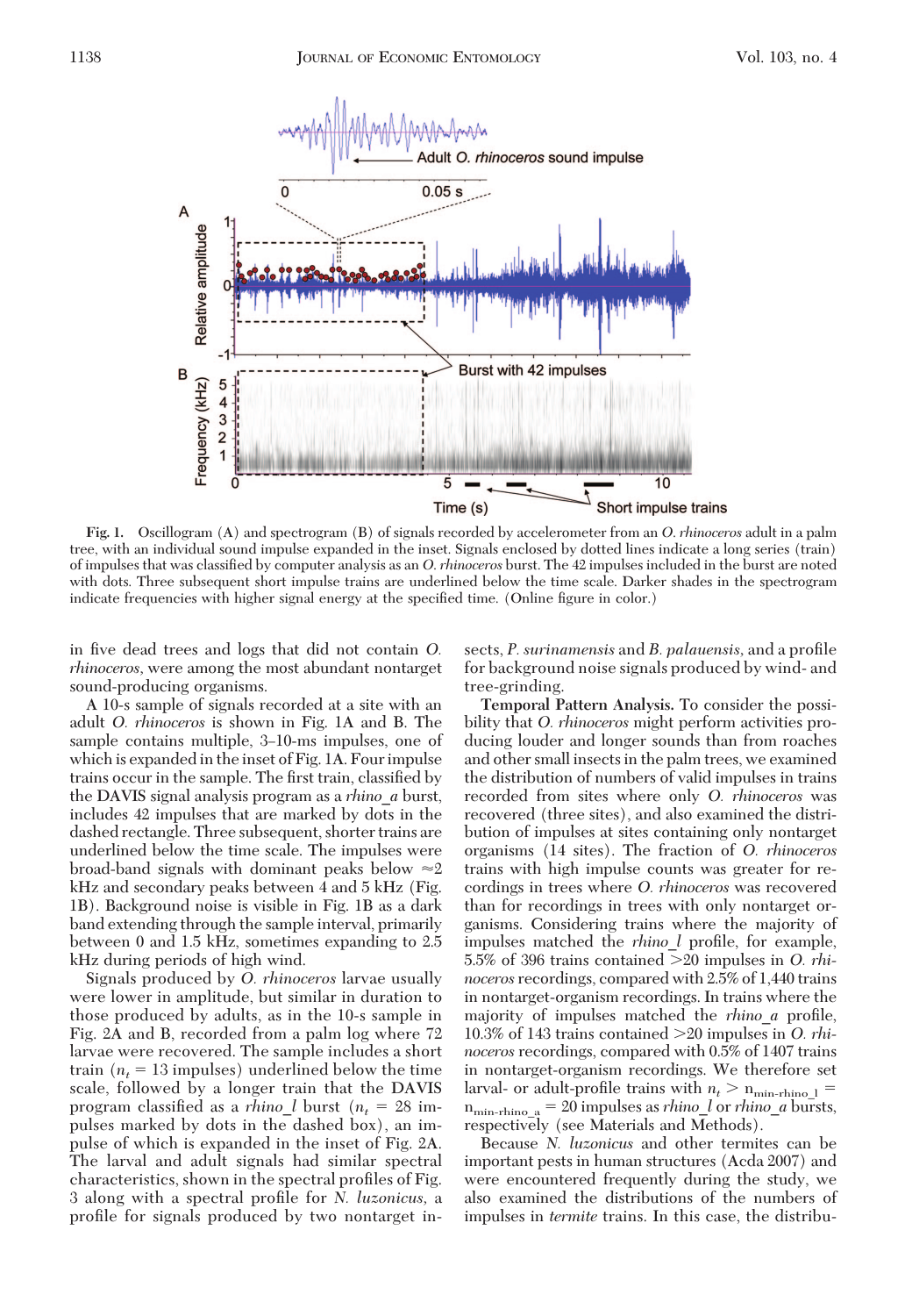Fig. 1. Oscillogram (A) and spectrogram (B) of signals recorded by accelerometer from an *O. rhinoceros* adult in a palm tree, with an individual sound impulse expanded in the inset. Signals enclosed by dotted lines indicate a long series (train) of impulses that was classified by computer analysis as an *O. rhinoceros* burst. The 42 impulses included in the burst are noted with dots. Three subsequent short impulse trains are underlined below the time scale. Darker shades in the spectrogram indicate frequencies with higher signal energy at the specified time. (Online figure in color.)

in five dead trees and logs that did not contain *O. rhinoceros*, were among the most abundant nontarget sound-producing organisms.

A 10-s sample of signals recorded at a site with an adult *O. rhinoceros* is shown in Fig. 1A and B. The sample contains multiple, 3–10-ms impulses, one of which is expanded in the inset of Fig. 1A. Four impulse trains occur in the sample. The first train, classified by the DAVIS signal analysis program as a *rhino_a* burst, includes 42 impulses that are marked by dots in the dashed rectangle. Three subsequent, shorter trains are underlined below the time scale. The impulses were broad-band signals with dominant peaks below ≈2 kHz and secondary peaks between 4 and 5 kHz (Fig. 1B). Background noise is visible in Fig. 1B as a dark band extending through the sample interval, primarily between 0 and 1.5 kHz, sometimes expanding to 2.5 kHz during periods of high wind.

Signals produced by *O. rhinoceros* larvae usually were lower in amplitude, but similar in duration to those produced by adults, as in the 10-s sample in Fig. 2A and B, recorded from a palm log where 72 larvae were recovered. The sample includes a short train ($n_t$ = 13 impulses) underlined below the time scale, followed by a longer train that the DAVIS program classified as a *rhino_l* burst ($n_t$ = 28 impulses marked by dots in the dashed box), an impulse of which is expanded in the inset of Fig. 2A. The larval and adult signals had similar spectral characteristics, shown in the spectral profiles of Fig. 3 along with a spectral profile for *N. luzonicus*, a profile for signals produced by two nontarget insects, *P. surinamensis* and *B. palauensis*, and a profile for background noise signals produced by wind- and tree-grinding.

**Temporal Pattern Analysis.** To consider the possibility that *O. rhinoceros* might perform activities producing louder and longer sounds than from roaches and other small insects in the palm trees, we examined the distribution of numbers of valid impulses in trains recorded from sites where only *O. rhinoceros* was recovered (three sites), and also examined the distribution of impulses at sites containing only nontarget organisms (14 sites). The fraction of *O. rhinoceros* trains with high impulse counts was greater for recordings in trees where *O. rhinoceros* was recovered than for recordings in trees with only nontarget organisms. Considering trains where the majority of impulses matched the *rhino_l* profile, for example, 5.5% of 396 trains contained >20 impulses in *O. rhinoceros* recordings, compared with 2.5% of 1,440 trains in nontarget-organism recordings. In trains where the majority of impulses matched the *rhino_a* profile, 10.3% of 143 trains contained >20 impulses in *O. rhinoceros* recordings, compared with 0.5% of 1407 trains in nontarget-organism recordings. We therefore set larval- or adult-profile trains with $n_t > n_{min\text{-}rhino\_l} = n_{min\text{-}rhino\_a} = 20$ impulses as *rhino_l* or *rhino_a* bursts, respectively (see Materials and Methods).

Because *N. luzonicus* and other termites can be important pests in human structures (Acda 2007) and were encountered frequently during the study, we also examined the distributions of the numbers of impulses in *termite* trains. In this case, the distribu-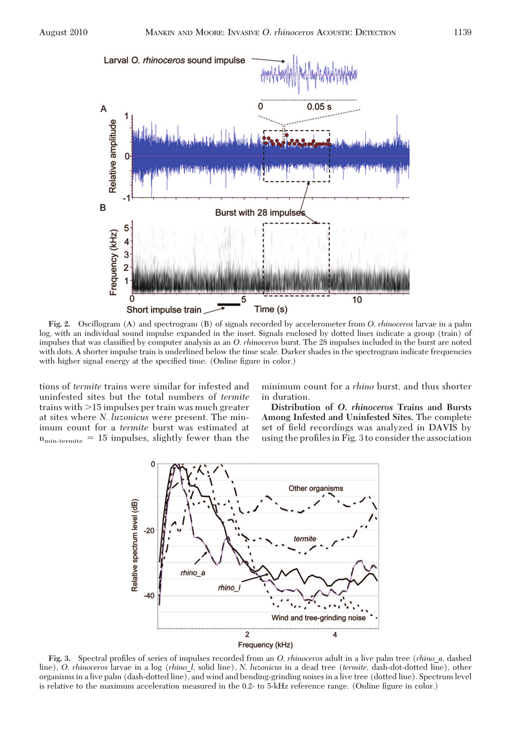Fig. 2. Oscillogram (A) and spectrogram (B) of signals recorded by accelerometer from *O. rhinoceros* larvae in a palm log, with an individual sound impulse expanded in the inset. Signals enclosed by dotted lines indicate a group (train) of impulses that was classified by computer analysis as an *O. rhinoceros* burst. The 28 impulses included in the burst are noted with dots. A shorter impulse train is underlined below the time scale. Darker shades in the spectrogram indicate frequencies with higher signal energy at the specified time. (Online figure in color.)

tions of *termite* trains were similar for infested and uninfested sites but the total numbers of *termite* trains with >15 impulses per train was much greater at sites where *N. luzonicus* were present. The minimum count for a *termite* burst was estimated at $n_{min\text{-}termite}$ = 15 impulses, slightly fewer than the minimum count for a *rhino* burst, and thus shorter in duration.

**Distribution of *O. rhinoceros* Trains and Bursts Among Infested and Uninfested Sites.** The complete set of field recordings was analyzed in DAVIS by using the profiles in Fig. 3 to consider the association

Fig. 3. Spectral profiles of series of impulses recorded from an *O. rhinoceros* adult in a live palm tree (*rhino_a*, dashed line), *O. rhinoceros* larvae in a log (*rhino_l*, solid line), *N. luzonicus* in a dead tree (*termite*, dash-dot-dotted line), other organisms in a live palm (dash-dotted line), and wind and bending-grinding noises in a live tree (dotted line). Spectrum level is relative to the maximum acceleration measured in the 0.2- to 5-kHz reference range. (Online figure in color.)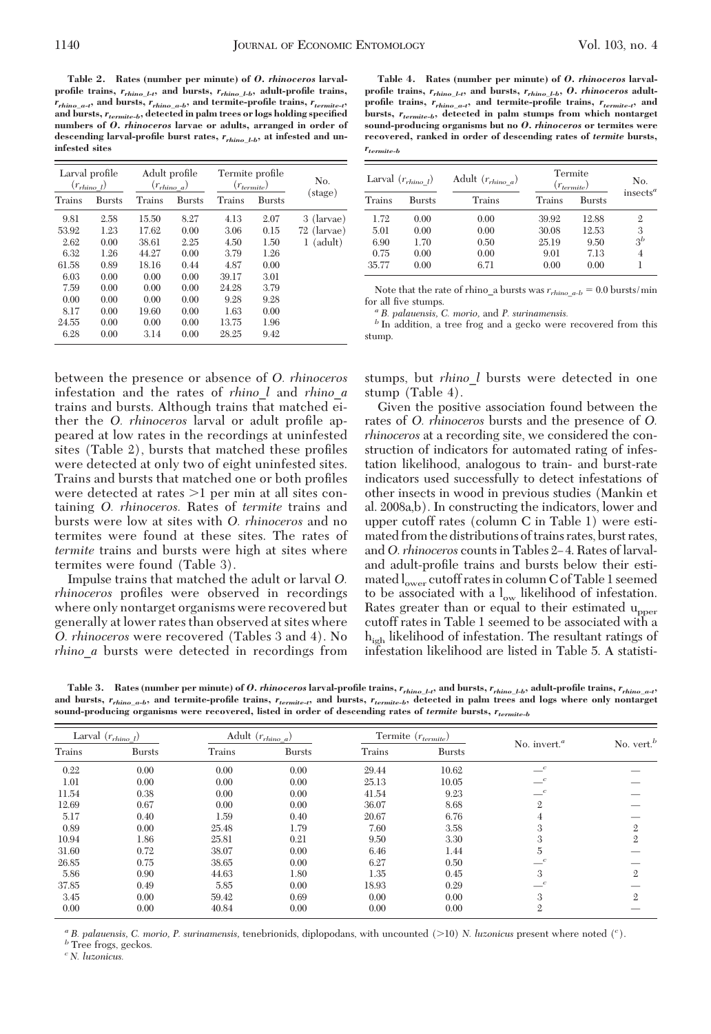**Table 2. Rates (number per minute) of *O. rhinoceros* larval-profile trains, $r_{rhino\_l\text{-}t}$, and bursts, $r_{rhino\_l\text{-}b}$, adult-profile trains, $r_{rhino\_a\text{-}t}$, and bursts, $r_{rhino\_a\text{-}b}$, and termite-profile trains, $r_{termite\text{-}t}$, and bursts, $r_{termite\text{-}b}$, detected in palm trees or logs holding specified numbers of *O. rhinoceros* larvae or adults, arranged in order of descending larval-profile burst rates, $r_{rhino\_l\text{-}b}$, at infested and uninfested sites**

| Larval profile ($r_{rhino\_l}$) | | Adult profile ($r_{rhino\_a}$) | | Termite profile ($r_{termite}$) | | No. (stage) |
|---|---|---|---|---|---|---|
| Trains | Bursts | Trains | Bursts | Trains | Bursts | |
| 9.81 | 2.58 | 15.50 | 8.27 | 4.13 | 2.07 | 3 (larvae) |
| 53.92 | 1.23 | 17.62 | 0.00 | 3.06 | 0.15 | 72 (larvae) |
| 2.62 | 0.00 | 38.61 | 2.25 | 4.50 | 1.50 | 1 (adult) |
| 6.32 | 1.26 | 44.27 | 0.00 | 3.79 | 1.26 | |
| 61.58 | 0.89 | 18.16 | 0.44 | 4.87 | 0.00 | |
| 6.03 | 0.00 | 0.00 | 0.00 | 39.17 | 3.01 | |
| 7.59 | 0.00 | 0.00 | 0.00 | 24.28 | 3.79 | |
| 0.00 | 0.00 | 0.00 | 0.00 | 9.28 | 9.28 | |
| 8.17 | 0.00 | 19.60 | 0.00 | 1.63 | 0.00 | |
| 24.55 | 0.00 | 0.00 | 0.00 | 13.75 | 1.96 | |
| 6.28 | 0.00 | 3.14 | 0.00 | 28.25 | 9.42 | |

between the presence or absence of *O. rhinoceros* infestation and the rates of *rhino_l* and *rhino_a* trains and bursts. Although trains that matched either the *O. rhinoceros* larval or adult profile appeared at low rates in the recordings at uninfested sites (Table 2), bursts that matched these profiles were detected at only two of eight uninfested sites. Trains and bursts that matched one or both profiles were detected at rates >1 per min at all sites containing *O. rhinoceros.* Rates of *termite* trains and bursts were low at sites with *O. rhinoceros* and no termites were found at these sites. The rates of *termite* trains and bursts were high at sites where termites were found (Table 3).

Impulse trains that matched the adult or larval *O. rhinoceros* profiles were observed in recordings where only nontarget organisms were recovered but generally at lower rates than observed at sites where *O. rhinoceros* were recovered (Tables 3 and 4). No *rhino_a* bursts were detected in recordings from stumps, but *rhino_l* bursts were detected in one stump (Table 4).

**Table 4. Rates (number per minute) of *O. rhinoceros* larval-profile trains, $r_{rhino\_l\text{-}t}$, and bursts, $r_{rhino\_l\text{-}b}$, *O. rhinoceros* adult-profile trains, $r_{rhino\_a\text{-}t}$, and termite-profile trains, $r_{termite\text{-}t}$, and bursts, $r_{termite\text{-}b}$, detected in palm stumps from which nontarget sound-producing organisms but no *O. rhinoceros* or termites were recovered, ranked in order of descending rates of *termite* bursts, $r_{termite\text{-}b}$**

| Larval ($r_{rhino\_l}$) | | Adult ($r_{rhino\_a}$) | Termite ($r_{termite}$) | | No. insects[a] |
|---|---|---|---|---|---|
| Trains | Bursts | Trains | Trains | Bursts | |
| 1.72 | 0.00 | 0.00 | 39.92 | 12.88 | 2 |
| 5.01 | 0.00 | 0.00 | 30.08 | 12.53 | 3 |
| 6.90 | 1.70 | 0.50 | 25.19 | 9.50 | 3[b] |
| 0.75 | 0.00 | 0.00 | 9.01 | 7.13 | 4 |
| 35.77 | 0.00 | 6.71 | 0.00 | 0.00 | 1 |

Note that the rate of rhino_a bursts was $r_{rhino\_a\text{-}b} = 0.0$ bursts/min for all five stumps.

[a] *B. palauensis*, *C. morio*, and *P. surinamensis.*

[b] In addition, a tree frog and a gecko were recovered from this stump.

Given the positive association found between the rates of *O. rhinoceros* bursts and the presence of *O. rhinoceros* at a recording site, we considered the construction of indicators for automated rating of infestation likelihood, analogous to train- and burst-rate indicators used successfully to detect infestations of other insects in wood in previous studies (Mankin et al. 2008a,b). In constructing the indicators, lower and upper cutoff rates (column C in Table 1) were estimated from the distributions of trains rates, burst rates, and *O. rhinoceros* counts in Tables 2–4. Rates of larval- and adult-profile trains and bursts below their estimated $l_{ower}$ cutoff rates in column C of Table 1 seemed to be associated with a $l_{ow}$ likelihood of infestation. Rates greater than or equal to their estimated $u_{pper}$ cutoff rates in Table 1 seemed to be associated with a $h_{igh}$ likelihood of infestation. The resultant ratings of infestation likelihood are listed in Table 5. A statisti-

**Table 3. Rates (number per minute) of *O. rhinoceros* larval-profile trains, $r_{rhino\_l\text{-}t}$, and bursts, $r_{rhino\_l\text{-}b}$, adult-profile trains, $r_{rhino\_a\text{-}t}$, and bursts, $r_{rhino\_a\text{-}b}$, and termite-profile trains, $r_{termite\text{-}t}$, and bursts, $r_{termite\text{-}b}$, detected in palm trees and logs where only nontarget sound-producing organisms were recovered, listed in order of descending rates of *termite* bursts, $r_{termite\text{-}b}$**

| Larval ($r_{rhino\_l}$) | | Adult ($r_{rhino\_a}$) | | Termite ($r_{termite}$) | | No. invert.[a] | No. vert.[b] |
|---|---|---|---|---|---|---|---|
| Trains | Bursts | Trains | Bursts | Trains | Bursts | | |
| 0.22 | 0.00 | 0.00 | 0.00 | 29.44 | 10.62 | —[c] | — |
| 1.01 | 0.00 | 0.00 | 0.00 | 25.13 | 10.05 | —[c] | — |
| 11.54 | 0.38 | 0.00 | 0.00 | 41.54 | 9.23 | —[c] | — |
| 12.69 | 0.67 | 0.00 | 0.00 | 36.07 | 8.68 | 2 | — |
| 5.17 | 0.40 | 1.59 | 0.40 | 20.67 | 6.76 | 4 | — |
| 0.89 | 0.00 | 25.48 | 1.79 | 7.60 | 3.58 | 3 | 2 |
| 10.94 | 1.86 | 25.81 | 0.21 | 9.50 | 3.30 | 3 | 2 |
| 31.60 | 0.72 | 38.07 | 0.00 | 6.46 | 1.44 | 5 | — |
| 26.85 | 0.75 | 38.65 | 0.00 | 6.27 | 0.50 | —[c] | — |
| 5.86 | 0.90 | 44.63 | 1.80 | 1.35 | 0.45 | 3 | 2 |
| 37.85 | 0.49 | 5.85 | 0.00 | 18.93 | 0.29 | —[c] | — |
| 3.45 | 0.00 | 59.42 | 0.69 | 0.00 | 0.00 | 3 | 2 |
| 0.00 | 0.00 | 40.84 | 0.00 | 0.00 | 0.00 | 2 | — |

[a] *B. palauensis, C. morio, P. surinamensis,* tenebrionids, diplopodans, with uncounted (>10) *N. luzonicus* present where noted ([c]).

[b] Tree frogs, geckos.

[c] *N. luzonicus.*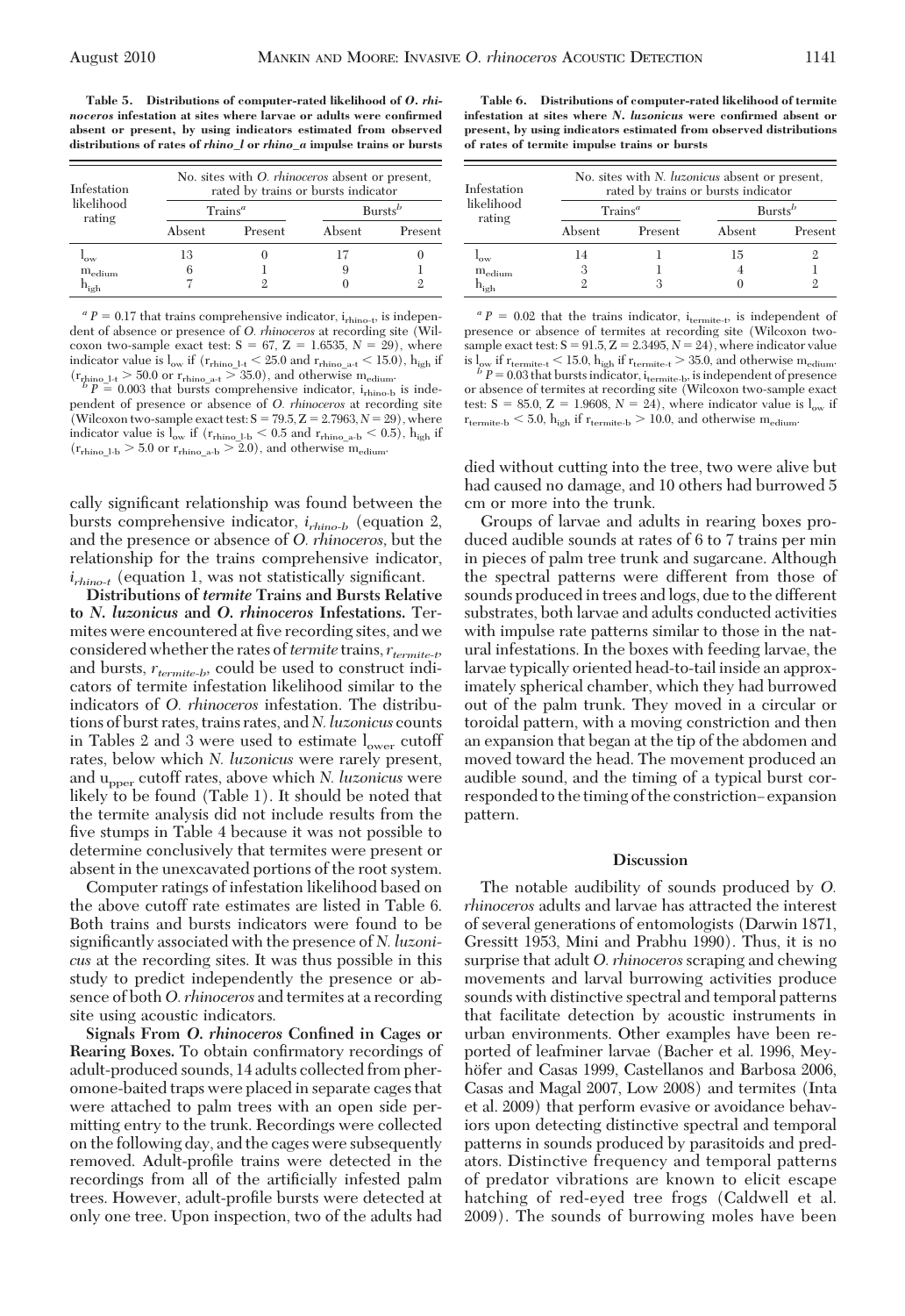**Table 5. Distributions of computer-rated likelihood of *O. rhinoceros* infestation at sites where larvae or adults were confirmed absent or present, by using indicators estimated from observed distributions of rates of *rhino_l* or *rhino_a* impulse trains or bursts**

| Infestation likelihood rating | No. sites with *O. rhinoceros* absent or present, rated by trains or bursts indicator | | | |
|---|---|---|---|---|
| | Trains[a] | | Bursts[b] | |
| | Absent | Present | Absent | Present |
| $l_{ow}$ | 13 | 0 | 17 | 0 |
| $m_{edium}$ | 6 | 1 | 9 | 1 |
| $h_{igh}$ | 7 | 2 | 0 | 2 |

[a] $P = 0.17$ that trains comprehensive indicator, $i_{rhino\text{-}t}$, is independent of absence or presence of *O. rhinoceros* at recording site (Wilcoxon two-sample exact test: $S = 67$, $Z = 1.6535$, $N = 29$), where indicator value is $l_{ow}$ if ($r_{rhino\_l\text{-}t} < 25.0$ and $r_{rhino\_a\text{-}t} < 15.0$), $h_{igh}$ if ($r_{rhino\_l\text{-}t} > 50.0$ or $r_{rhino\_a\text{-}t} > 35.0$), and otherwise $m_{edium}$.

[b] $P = 0.003$ that bursts comprehensive indicator, $i_{rhino\text{-}b}$, is independent of presence or absence of *O. rhinoceros* at recording site (Wilcoxon two-sample exact test: $S = 79.5$, $Z = 2.7963$, $N = 29$), where indicator value is $l_{ow}$ if ($r_{rhino\_l\text{-}b} < 0.5$ and $r_{rhino\_a\text{-}b} < 0.5$), $h_{igh}$ if ($r_{rhino\_l\text{-}b} > 5.0$ or $r_{rhino\_a\text{-}b} > 2.0$), and otherwise $m_{edium}$.

cally significant relationship was found between the bursts comprehensive indicator, $i_{rhino\text{-}b}$ (equation 2, and the presence or absence of *O. rhinoceros*, but the relationship for the trains comprehensive indicator, $i_{rhino\text{-}t}$ (equation 1, was not statistically significant.

**Distributions of *termite* Trains and Bursts Relative to *N. luzonicus* and *O. rhinoceros* Infestations.** Termites were encountered at five recording sites, and we considered whether the rates of *termite* trains, $r_{termite\text{-}t}$, and bursts, $r_{termite\text{-}b}$, could be used to construct indicators of termite infestation likelihood similar to the indicators of *O. rhinoceros* infestation. The distributions of burst rates, trains rates, and *N. luzonicus* counts in Tables 2 and 3 were used to estimate $l_{ower}$ cutoff rates, below which *N. luzonicus* were rarely present, and $u_{pper}$ cutoff rates, above which *N. luzonicus* were likely to be found (Table 1). It should be noted that the termite analysis did not include results from the five stumps in Table 4 because it was not possible to determine conclusively that termites were present or absent in the unexcavated portions of the root system.

Computer ratings of infestation likelihood based on the above cutoff rate estimates are listed in Table 6. Both trains and bursts indicators were found to be significantly associated with the presence of *N. luzonicus* at the recording sites. It was thus possible in this study to predict independently the presence or absence of both *O. rhinoceros* and termites at a recording site using acoustic indicators.

**Signals From *O. rhinoceros* Confined in Cages or Rearing Boxes.** To obtain confirmatory recordings of adult-produced sounds, 14 adults collected from pheromone-baited traps were placed in separate cages that were attached to palm trees with an open side permitting entry to the trunk. Recordings were collected on the following day, and the cages were subsequently removed. Adult-profile trains were detected in the recordings from all of the artificially infested palm trees. However, adult-profile bursts were detected at only one tree. Upon inspection, two of the adults had

**Table 6. Distributions of computer-rated likelihood of termite infestation at sites where *N. luzonicus* were confirmed absent or present, by using indicators estimated from observed distributions of rates of termite impulse trains or bursts**

| Infestation likelihood rating | No. sites with *N. luzonicus* absent or present, rated by trains or bursts indicator | | | |
|---|---|---|---|---|
| | Trains[a] | | Bursts[b] | |
| | Absent | Present | Absent | Present |
| $l_{ow}$ | 14 | 1 | 15 | 2 |
| $m_{edium}$ | 3 | 1 | 4 | 1 |
| $h_{igh}$ | 2 | 3 | 0 | 2 |

[a] $P = 0.02$ that the trains indicator, $i_{termite\text{-}t}$, is independent of presence or absence of termites at recording site (Wilcoxon two-sample exact test: $S = 91.5$, $Z = 2.3495$, $N = 24$), where indicator value is $l_{ow}$ if $r_{termite\text{-}t} < 15.0$, $h_{igh}$ if $r_{termite\text{-}t} > 35.0$, and otherwise $m_{edium}$.

[b] $P = 0.03$ that bursts indicator, $i_{termite\text{-}b}$, is independent of presence or absence of termites at recording site (Wilcoxon two-sample exact test: $S = 85.0$, $Z = 1.9608$, $N = 24$), where indicator value is $l_{ow}$ if $r_{termite\text{-}b} < 5.0$, $h_{igh}$ if $r_{termite\text{-}b} > 10.0$, and otherwise $m_{edium}$.

died without cutting into the tree, two were alive but had caused no damage, and 10 others had burrowed 5 cm or more into the trunk.

Groups of larvae and adults in rearing boxes produced audible sounds at rates of 6 to 7 trains per min in pieces of palm tree trunk and sugarcane. Although the spectral patterns were different from those of sounds produced in trees and logs, due to the different substrates, both larvae and adults conducted activities with impulse rate patterns similar to those in the natural infestations. In the boxes with feeding larvae, the larvae typically oriented head-to-tail inside an approximately spherical chamber, which they had burrowed out of the palm trunk. They moved in a circular or toroidal pattern, with a moving constriction and then an expansion that began at the tip of the abdomen and moved toward the head. The movement produced an audible sound, and the timing of a typical burst corresponded to the timing of the constriction–expansion pattern.

## Discussion

The notable audibility of sounds produced by *O. rhinoceros* adults and larvae has attracted the interest of several generations of entomologists (Darwin 1871, Gressitt 1953, Mini and Prabhu 1990). Thus, it is no surprise that adult *O. rhinoceros* scraping and chewing movements and larval burrowing activities produce sounds with distinctive spectral and temporal patterns that facilitate detection by acoustic instruments in urban environments. Other examples have been reported of leafminer larvae (Bacher et al. 1996, Meyhöfer and Casas 1999, Castellanos and Barbosa 2006, Casas and Magal 2007, Low 2008) and termites (Inta et al. 2009) that perform evasive or avoidance behaviors upon detecting distinctive spectral and temporal patterns in sounds produced by parasitoids and predators. Distinctive frequency and temporal patterns of predator vibrations are known to elicit escape hatching of red-eyed tree frogs (Caldwell et al. 2009). The sounds of burrowing moles have been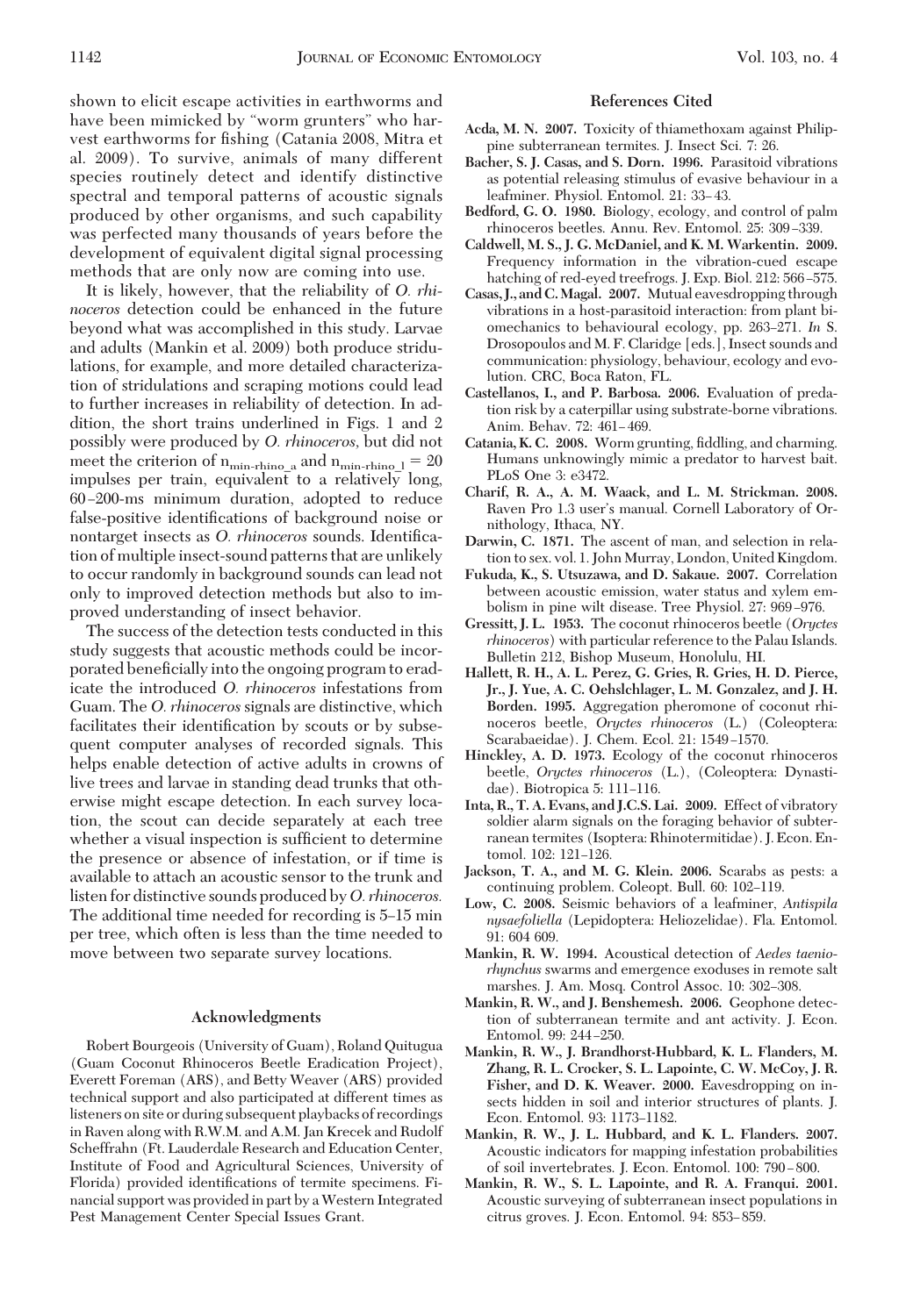shown to elicit escape activities in earthworms and have been mimicked by "worm grunters" who harvest earthworms for fishing (Catania 2008, Mitra et al. 2009). To survive, animals of many different species routinely detect and identify distinctive spectral and temporal patterns of acoustic signals produced by other organisms, and such capability was perfected many thousands of years before the development of equivalent digital signal processing methods that are only now are coming into use.

It is likely, however, that the reliability of *O. rhinoceros* detection could be enhanced in the future beyond what was accomplished in this study. Larvae and adults (Mankin et al. 2009) both produce stridulations, for example, and more detailed characterization of stridulations and scraping motions could lead to further increases in reliability of detection. In addition, the short trains underlined in Figs. 1 and 2 possibly were produced by *O. rhinoceros,* but did not meet the criterion of $n_{min\text{-}rhino\_a}$ and $n_{min\text{-}rhino\_l} = 20$ impulses per train, equivalent to a relatively long, 60–200-ms minimum duration, adopted to reduce false-positive identifications of background noise or nontarget insects as *O. rhinoceros* sounds. Identification of multiple insect-sound patterns that are unlikely to occur randomly in background sounds can lead not only to improved detection methods but also to improved understanding of insect behavior.

The success of the detection tests conducted in this study suggests that acoustic methods could be incorporated beneficially into the ongoing program to eradicate the introduced *O. rhinoceros* infestations from Guam. The *O. rhinoceros* signals are distinctive, which facilitates their identification by scouts or by subsequent computer analyses of recorded signals. This helps enable detection of active adults in crowns of live trees and larvae in standing dead trunks that otherwise might escape detection. In each survey location, the scout can decide separately at each tree whether a visual inspection is sufficient to determine the presence or absence of infestation, or if time is available to attach an acoustic sensor to the trunk and listen for distinctive sounds produced by *O. rhinoceros.* The additional time needed for recording is 5–15 min per tree, which often is less than the time needed to move between two separate survey locations.

## Acknowledgments

Robert Bourgeois (University of Guam), Roland Quitugua (Guam Coconut Rhinoceros Beetle Eradication Project), Everett Foreman (ARS), and Betty Weaver (ARS) provided technical support and also participated at different times as listeners on site or during subsequent playbacks of recordings in Raven along with R.W.M. and A.M. Jan Krecek and Rudolf Scheffrahn (Ft. Lauderdale Research and Education Center, Institute of Food and Agricultural Sciences, University of Florida) provided identifications of termite specimens. Financial support was provided in part by a Western Integrated Pest Management Center Special Issues Grant.

## References Cited

**Acda, M. N. 2007.** Toxicity of thiamethoxam against Philippine subterranean termites. J. Insect Sci. 7: 26.

**Bacher, S. J. Casas, and S. Dorn. 1996.** Parasitoid vibrations as potential releasing stimulus of evasive behaviour in a leafminer. Physiol. Entomol. 21: 33–43.

**Bedford, G. O. 1980.** Biology, ecology, and control of palm rhinoceros beetles. Annu. Rev. Entomol. 25: 309–339.

**Caldwell, M. S., J. G. McDaniel, and K. M. Warkentin. 2009.** Frequency information in the vibration-cued escape hatching of red-eyed treefrogs. J. Exp. Biol. 212: 566–575.

**Casas, J., and C. Magal. 2007.** Mutual eavesdropping through vibrations in a host-parasitoid interaction: from plant biomechanics to behavioural ecology, pp. 263–271. *In* S. Drosopoulos and M. F. Claridge [eds.], Insect sounds and communication: physiology, behaviour, ecology and evolution. CRC, Boca Raton, FL.

**Castellanos, I., and P. Barbosa. 2006.** Evaluation of predation risk by a caterpillar using substrate-borne vibrations. Anim. Behav. 72: 461–469.

**Catania, K. C. 2008.** Worm grunting, fiddling, and charming. Humans unknowingly mimic a predator to harvest bait. PLoS One 3: e3472.

**Charif, R. A., A. M. Waack, and L. M. Strickman. 2008.** Raven Pro 1.3 user's manual. Cornell Laboratory of Ornithology, Ithaca, NY.

**Darwin, C. 1871.** The ascent of man, and selection in relation to sex. vol. 1. John Murray, London, United Kingdom.

**Fukuda, K., S. Utsuzawa, and D. Sakaue. 2007.** Correlation between acoustic emission, water status and xylem embolism in pine wilt disease. Tree Physiol. 27: 969–976.

**Gressitt, J. L. 1953.** The coconut rhinoceros beetle (*Oryctes rhinoceros*) with particular reference to the Palau Islands. Bulletin 212, Bishop Museum, Honolulu, HI.

**Hallett, R. H., A. L. Perez, G. Gries, R. Gries, H. D. Pierce, Jr., J. Yue, A. C. Oehslchlager, L. M. Gonzalez, and J. H. Borden. 1995.** Aggregation pheromone of coconut rhinoceros beetle, *Oryctes rhinoceros* (L.) (Coleoptera: Scarabaeidae). J. Chem. Ecol. 21: 1549–1570.

**Hinckley, A. D. 1973.** Ecology of the coconut rhinoceros beetle, *Oryctes rhinoceros* (L.), (Coleoptera: Dynastidae). Biotropica 5: 111–116.

**Inta, R., T. A. Evans, and J.C.S. Lai. 2009.** Effect of vibratory soldier alarm signals on the foraging behavior of subterranean termites (Isoptera: Rhinotermitidae). J. Econ. Entomol. 102: 121–126.

**Jackson, T. A., and M. G. Klein. 2006.** Scarabs as pests: a continuing problem. Coleopt. Bull. 60: 102–119.

**Low, C. 2008.** Seismic behaviors of a leafminer, *Antispila nysaefoliella* (Lepidoptera: Heliozelidae). Fla. Entomol. 91: 604 609.

**Mankin, R. W. 1994.** Acoustical detection of *Aedes taeniorhynchus* swarms and emergence exoduses in remote salt marshes. J. Am. Mosq. Control Assoc. 10: 302–308.

**Mankin, R. W., and J. Benshemesh. 2006.** Geophone detection of subterranean termite and ant activity. J. Econ. Entomol. 99: 244–250.

**Mankin, R. W., J. Brandhorst-Hubbard, K. L. Flanders, M. Zhang, R. L. Crocker, S. L. Lapointe, C. W. McCoy, J. R. Fisher, and D. K. Weaver. 2000.** Eavesdropping on insects hidden in soil and interior structures of plants. J. Econ. Entomol. 93: 1173–1182.

**Mankin, R. W., J. L. Hubbard, and K. L. Flanders. 2007.** Acoustic indicators for mapping infestation probabilities of soil invertebrates. J. Econ. Entomol. 100: 790–800.

**Mankin, R. W., S. L. Lapointe, and R. A. Franqui. 2001.** Acoustic surveying of subterranean insect populations in citrus groves. J. Econ. Entomol. 94: 853–859.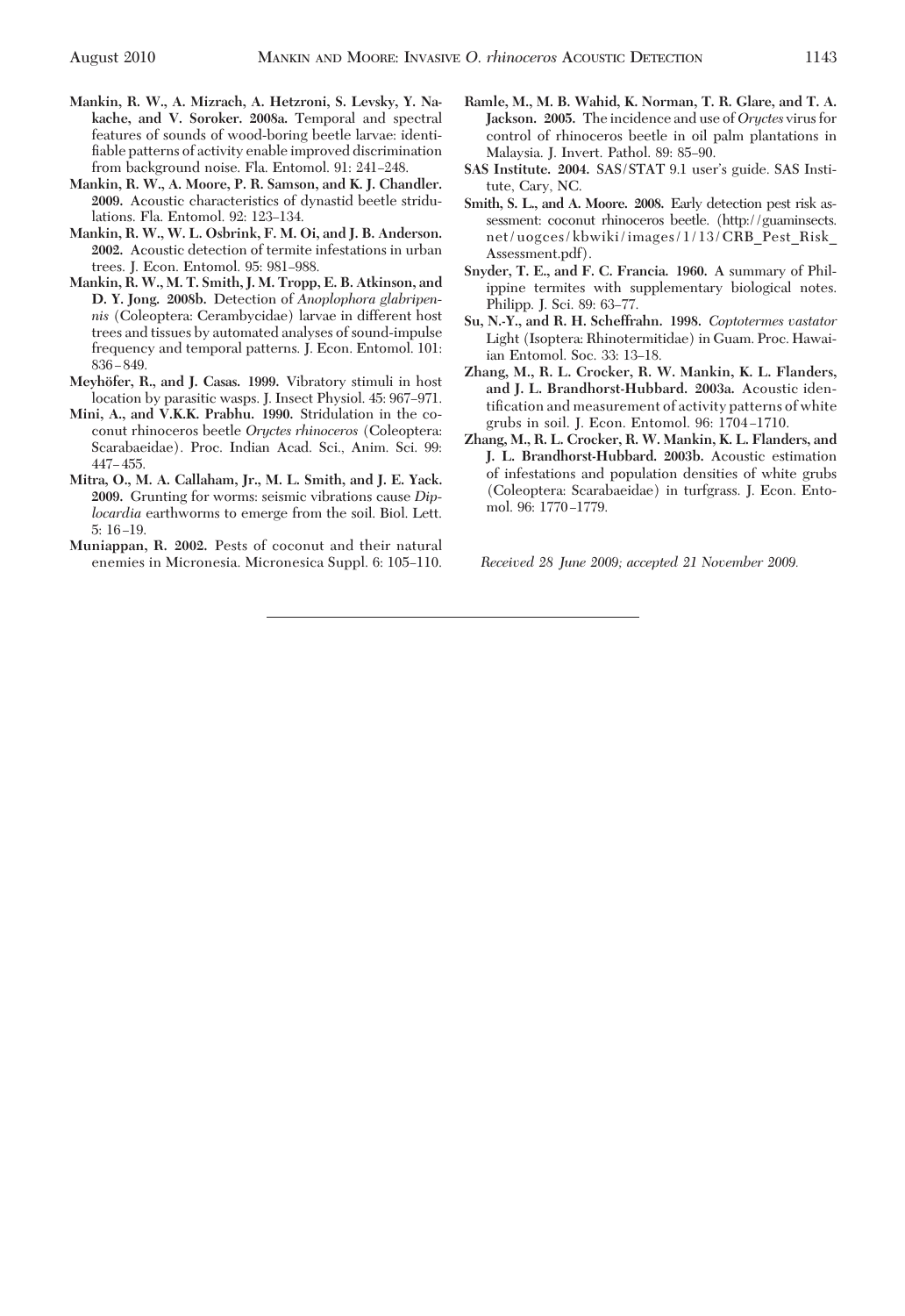**Mankin, R. W., A. Mizrach, A. Hetzroni, S. Levsky, Y. Nakache, and V. Soroker. 2008a.** Temporal and spectral features of sounds of wood-boring beetle larvae: identifiable patterns of activity enable improved discrimination from background noise. Fla. Entomol. 91: 241–248.

**Mankin, R. W., A. Moore, P. R. Samson, and K. J. Chandler. 2009.** Acoustic characteristics of dynastid beetle stridulations. Fla. Entomol. 92: 123–134.

**Mankin, R. W., W. L. Osbrink, F. M. Oi, and J. B. Anderson. 2002.** Acoustic detection of termite infestations in urban trees. J. Econ. Entomol. 95: 981–988.

**Mankin, R. W., M. T. Smith, J. M. Tropp, E. B. Atkinson, and D. Y. Jong. 2008b.** Detection of *Anoplophora glabripennis* (Coleoptera: Cerambycidae) larvae in different host trees and tissues by automated analyses of sound-impulse frequency and temporal patterns. J. Econ. Entomol. 101: 836–849.

**Meyhöfer, R., and J. Casas. 1999.** Vibratory stimuli in host location by parasitic wasps. J. Insect Physiol. 45: 967–971.

**Mini, A., and V.K.K. Prabhu. 1990.** Stridulation in the coconut rhinoceros beetle *Oryctes rhinoceros* (Coleoptera: Scarabaeidae). Proc. Indian Acad. Sci., Anim. Sci. 99: 447–455.

**Mitra, O., M. A. Callaham, Jr., M. L. Smith, and J. E. Yack. 2009.** Grunting for worms: seismic vibrations cause *Diplocardia* earthworms to emerge from the soil. Biol. Lett. 5: 16–19.

**Muniappan, R. 2002.** Pests of coconut and their natural enemies in Micronesia. Micronesica Suppl. 6: 105–110.

**Ramle, M., M. B. Wahid, K. Norman, T. R. Glare, and T. A. Jackson. 2005.** The incidence and use of *Oryctes* virus for control of rhinoceros beetle in oil palm plantations in Malaysia. J. Invert. Pathol. 89: 85–90.

**SAS Institute. 2004.** SAS/STAT 9.1 user's guide. SAS Institute, Cary, NC.

**Smith, S. L., and A. Moore. 2008.** Early detection pest risk assessment: coconut rhinoceros beetle. (http://guaminsects.net/uogces/kbwiki/images/1/13/CRB_Pest_Risk_Assessment.pdf).

**Snyder, T. E., and F. C. Francia. 1960.** A summary of Philippine termites with supplementary biological notes. Philipp. J. Sci. 89: 63–77.

**Su, N.-Y., and R. H. Scheffrahn. 1998.** *Coptotermes vastator* Light (Isoptera: Rhinotermitidae) in Guam. Proc. Hawaiian Entomol. Soc. 33: 13–18.

**Zhang, M., R. L. Crocker, R. W. Mankin, K. L. Flanders, and J. L. Brandhorst-Hubbard. 2003a.** Acoustic identification and measurement of activity patterns of white grubs in soil. J. Econ. Entomol. 96: 1704–1710.

**Zhang, M., R. L. Crocker, R. W. Mankin, K. L. Flanders, and J. L. Brandhorst-Hubbard. 2003b.** Acoustic estimation of infestations and population densities of white grubs (Coleoptera: Scarabaeidae) in turfgrass. J. Econ. Entomol. 96: 1770–1779.

*Received 28 June 2009; accepted 21 November 2009.*